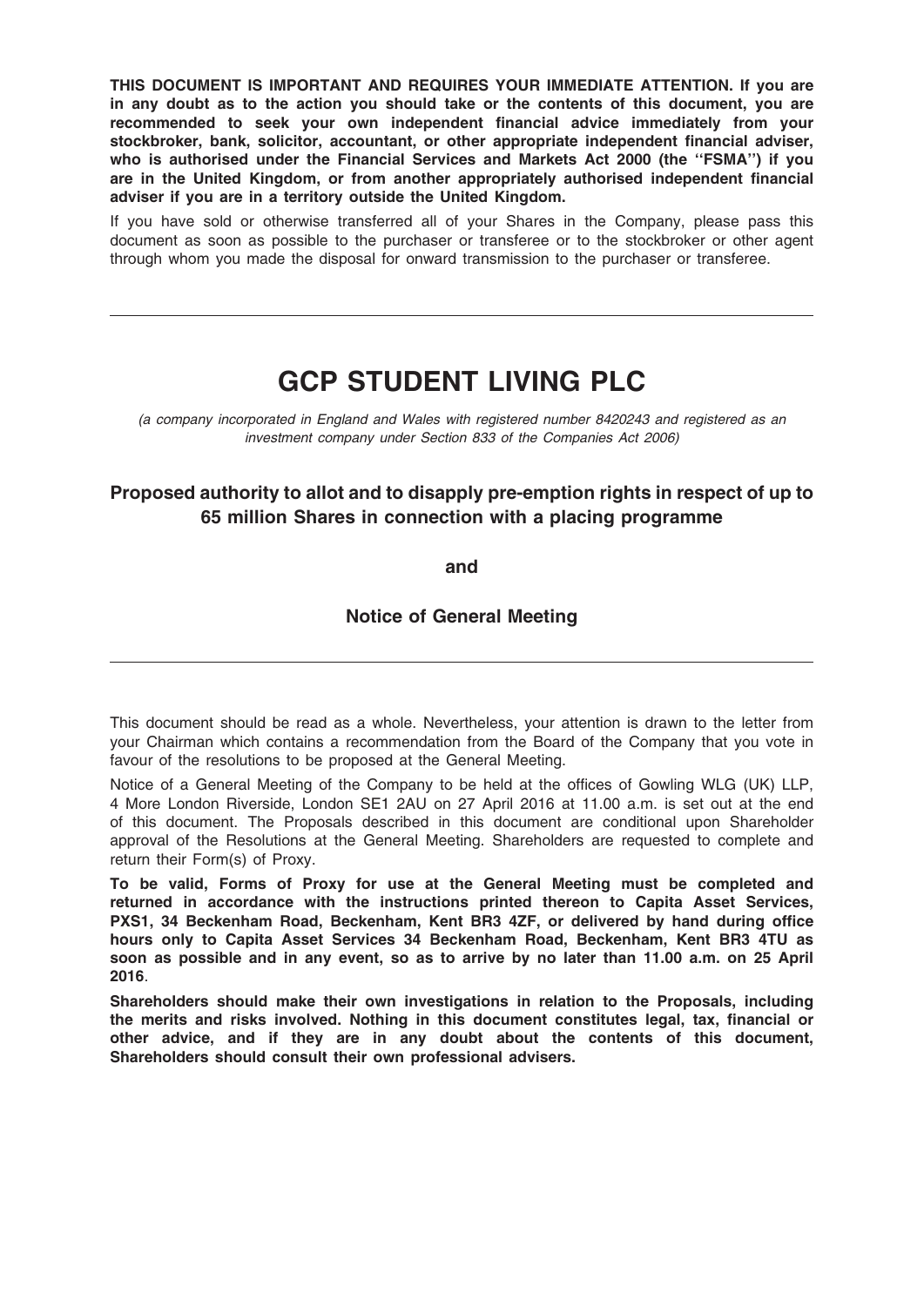**THIS DOCUMENT IS IMPORTANT AND REQUIRES YOUR IMMEDIATE ATTENTION. If you are in any doubt as to the action you should take or the contents of this document, you are recommended to seek your own independent financial advice immediately from your stockbroker, bank, solicitor, accountant, or other appropriate independent financial adviser, who is authorised under the Financial Services and Markets Act 2000 (the "FSMA") if you are in the United Kingdom, or from another appropriately authorised independent financial adviser if you are in a territory outside the United Kingdom.**

If you have sold or otherwise transferred all of your Shares in the Company, please pass this document as soon as possible to the purchaser or transferee or to the stockbroker or other agent through whom you made the disposal for onward transmission to the purchaser or transferee.

---

# GCP STUDENT LIVING PLC

*(a company incorporated in England and Wales with registered number 8420243 and registered as an investment company under Section 833 of the Companies Act 2006)*

## Proposed authority to allot and to disapply pre-emption rights in respect of up to 65 million Shares in connection with a placing programme

**and**

## Notice of General Meeting

---

This document should be read as a whole. Nevertheless, your attention is drawn to the letter from your Chairman which contains a recommendation from the Board of the Company that you vote in favour of the resolutions to be proposed at the General Meeting.

Notice of a General Meeting of the Company to be held at the offices of Gowling WLG (UK) LLP, 4 More London Riverside, London SE1 2AU on 27 April 2016 at 11.00 a.m. is set out at the end of this document. The Proposals described in this document are conditional upon Shareholder approval of the Resolutions at the General Meeting. Shareholders are requested to complete and return their Form(s) of Proxy.

**To be valid, Forms of Proxy for use at the General Meeting must be completed and returned in accordance with the instructions printed thereon to Capita Asset Services, PXS1, 34 Beckenham Road, Beckenham, Kent BR3 4ZF, or delivered by hand during office hours only to Capita Asset Services 34 Beckenham Road, Beckenham, Kent BR3 4TU as soon as possible and in any event, so as to arrive by no later than 11.00 a.m. on 25 April 2016**.

**Shareholders should make their own investigations in relation to the Proposals, including the merits and risks involved. Nothing in this document constitutes legal, tax, financial or other advice, and if they are in any doubt about the contents of this document, Shareholders should consult their own professional advisers.**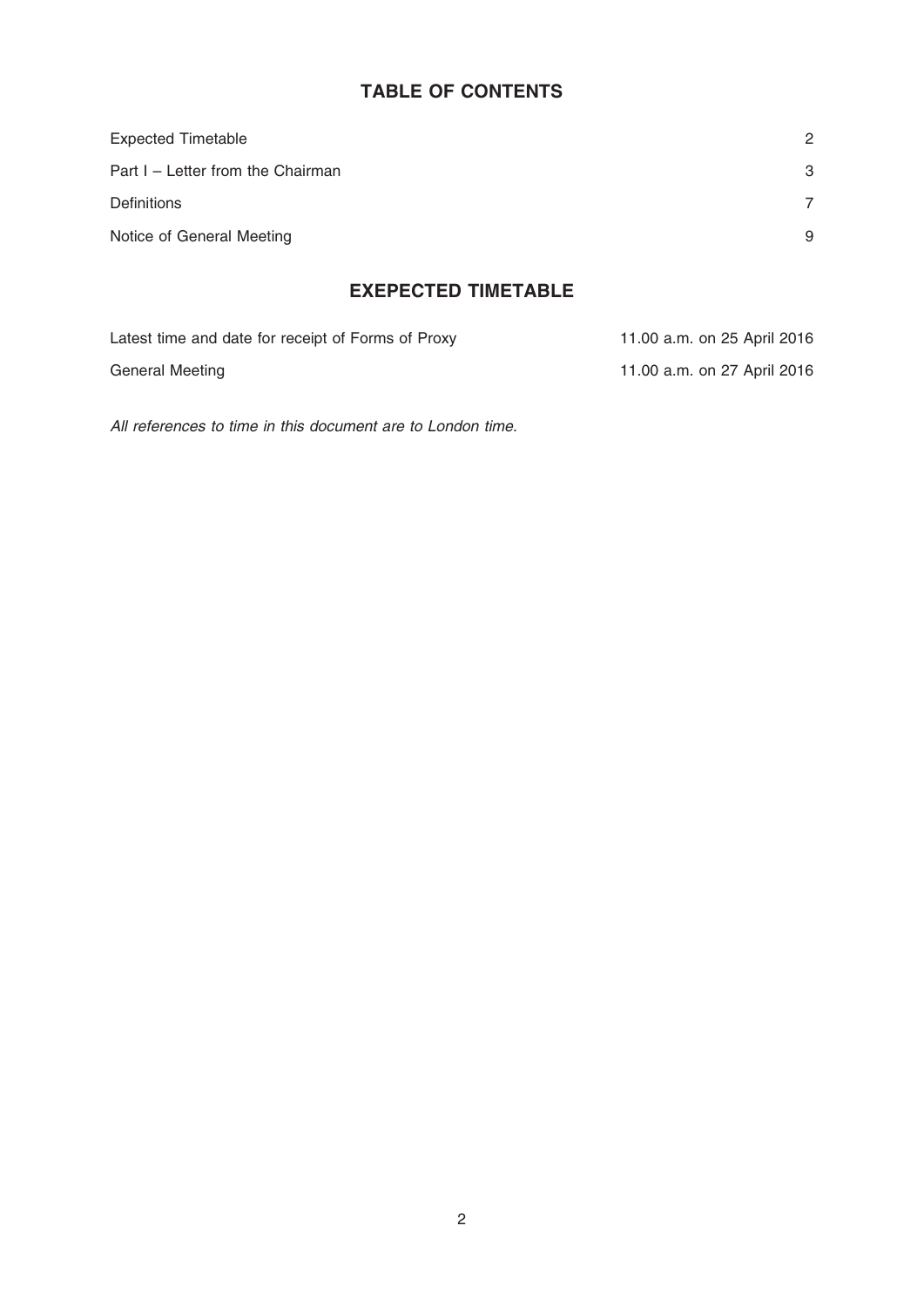## TABLE OF CONTENTS

| | |
|---|---|
| Expected Timetable | 2 |
| Part I – Letter from the Chairman | 3 |
| Definitions | 7 |
| Notice of General Meeting | 9 |

## EXEPECTED TIMETABLE

| | |
|---|---|
| Latest time and date for receipt of Forms of Proxy | 11.00 a.m. on 25 April 2016 |
| General Meeting | 11.00 a.m. on 27 April 2016 |

*All references to time in this document are to London time.*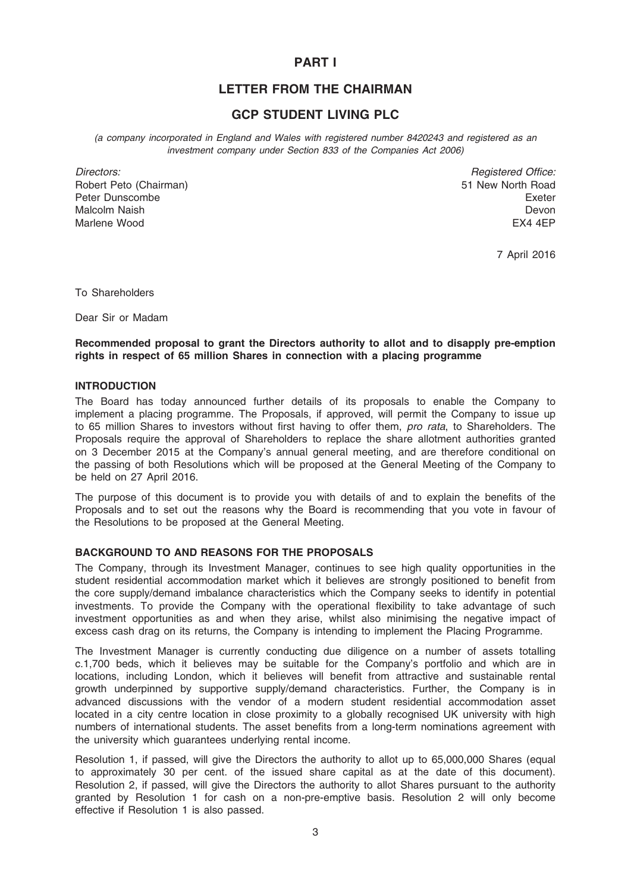# PART I

## LETTER FROM THE CHAIRMAN

## GCP STUDENT LIVING PLC

*(a company incorporated in England and Wales with registered number 8420243 and registered as an investment company under Section 833 of the Companies Act 2006)*

| *Directors:* | *Registered Office:* |
|---|---|
| Robert Peto (Chairman) | 51 New North Road |
| Peter Dunscombe | Exeter |
| Malcolm Naish | Devon |
| Marlene Wood | EX4 4EP |

7 April 2016

To Shareholders

Dear Sir or Madam

**Recommended proposal to grant the Directors authority to allot and to disapply pre-emption rights in respect of 65 million Shares in connection with a placing programme**

### INTRODUCTION

The Board has today announced further details of its proposals to enable the Company to implement a placing programme. The Proposals, if approved, will permit the Company to issue up to 65 million Shares to investors without first having to offer them, *pro rata*, to Shareholders. The Proposals require the approval of Shareholders to replace the share allotment authorities granted on 3 December 2015 at the Company's annual general meeting, and are therefore conditional on the passing of both Resolutions which will be proposed at the General Meeting of the Company to be held on 27 April 2016.

The purpose of this document is to provide you with details of and to explain the benefits of the Proposals and to set out the reasons why the Board is recommending that you vote in favour of the Resolutions to be proposed at the General Meeting.

### BACKGROUND TO AND REASONS FOR THE PROPOSALS

The Company, through its Investment Manager, continues to see high quality opportunities in the student residential accommodation market which it believes are strongly positioned to benefit from the core supply/demand imbalance characteristics which the Company seeks to identify in potential investments. To provide the Company with the operational flexibility to take advantage of such investment opportunities as and when they arise, whilst also minimising the negative impact of excess cash drag on its returns, the Company is intending to implement the Placing Programme.

The Investment Manager is currently conducting due diligence on a number of assets totalling c.1,700 beds, which it believes may be suitable for the Company's portfolio and which are in locations, including London, which it believes will benefit from attractive and sustainable rental growth underpinned by supportive supply/demand characteristics. Further, the Company is in advanced discussions with the vendor of a modern student residential accommodation asset located in a city centre location in close proximity to a globally recognised UK university with high numbers of international students. The asset benefits from a long-term nominations agreement with the university which guarantees underlying rental income.

Resolution 1, if passed, will give the Directors the authority to allot up to 65,000,000 Shares (equal to approximately 30 per cent. of the issued share capital as at the date of this document). Resolution 2, if passed, will give the Directors the authority to allot Shares pursuant to the authority granted by Resolution 1 for cash on a non-pre-emptive basis. Resolution 2 will only become effective if Resolution 1 is also passed.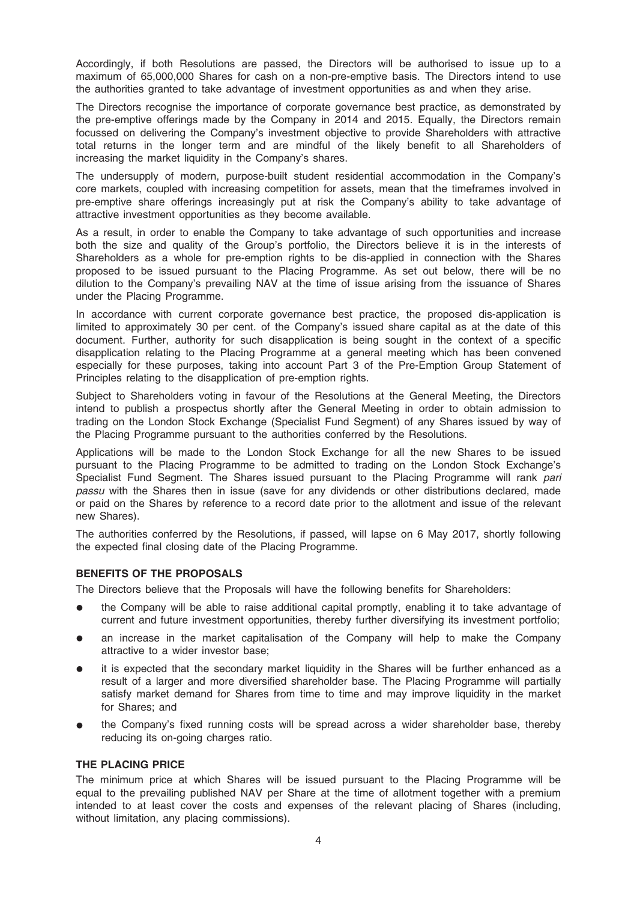Accordingly, if both Resolutions are passed, the Directors will be authorised to issue up to a maximum of 65,000,000 Shares for cash on a non-pre-emptive basis. The Directors intend to use the authorities granted to take advantage of investment opportunities as and when they arise.

The Directors recognise the importance of corporate governance best practice, as demonstrated by the pre-emptive offerings made by the Company in 2014 and 2015. Equally, the Directors remain focussed on delivering the Company's investment objective to provide Shareholders with attractive total returns in the longer term and are mindful of the likely benefit to all Shareholders of increasing the market liquidity in the Company's shares.

The undersupply of modern, purpose-built student residential accommodation in the Company's core markets, coupled with increasing competition for assets, mean that the timeframes involved in pre-emptive share offerings increasingly put at risk the Company's ability to take advantage of attractive investment opportunities as they become available.

As a result, in order to enable the Company to take advantage of such opportunities and increase both the size and quality of the Group's portfolio, the Directors believe it is in the interests of Shareholders as a whole for pre-emption rights to be dis-applied in connection with the Shares proposed to be issued pursuant to the Placing Programme. As set out below, there will be no dilution to the Company's prevailing NAV at the time of issue arising from the issuance of Shares under the Placing Programme.

In accordance with current corporate governance best practice, the proposed dis-application is limited to approximately 30 per cent. of the Company's issued share capital as at the date of this document. Further, authority for such disapplication is being sought in the context of a specific disapplication relating to the Placing Programme at a general meeting which has been convened especially for these purposes, taking into account Part 3 of the Pre-Emption Group Statement of Principles relating to the disapplication of pre-emption rights.

Subject to Shareholders voting in favour of the Resolutions at the General Meeting, the Directors intend to publish a prospectus shortly after the General Meeting in order to obtain admission to trading on the London Stock Exchange (Specialist Fund Segment) of any Shares issued by way of the Placing Programme pursuant to the authorities conferred by the Resolutions.

Applications will be made to the London Stock Exchange for all the new Shares to be issued pursuant to the Placing Programme to be admitted to trading on the London Stock Exchange's Specialist Fund Segment. The Shares issued pursuant to the Placing Programme will rank *pari passu* with the Shares then in issue (save for any dividends or other distributions declared, made or paid on the Shares by reference to a record date prior to the allotment and issue of the relevant new Shares).

The authorities conferred by the Resolutions, if passed, will lapse on 6 May 2017, shortly following the expected final closing date of the Placing Programme.

## BENEFITS OF THE PROPOSALS

The Directors believe that the Proposals will have the following benefits for Shareholders:

- the Company will be able to raise additional capital promptly, enabling it to take advantage of current and future investment opportunities, thereby further diversifying its investment portfolio;
- an increase in the market capitalisation of the Company will help to make the Company attractive to a wider investor base;
- it is expected that the secondary market liquidity in the Shares will be further enhanced as a result of a larger and more diversified shareholder base. The Placing Programme will partially satisfy market demand for Shares from time to time and may improve liquidity in the market for Shares; and
- the Company's fixed running costs will be spread across a wider shareholder base, thereby reducing its on-going charges ratio.

## THE PLACING PRICE

The minimum price at which Shares will be issued pursuant to the Placing Programme will be equal to the prevailing published NAV per Share at the time of allotment together with a premium intended to at least cover the costs and expenses of the relevant placing of Shares (including, without limitation, any placing commissions).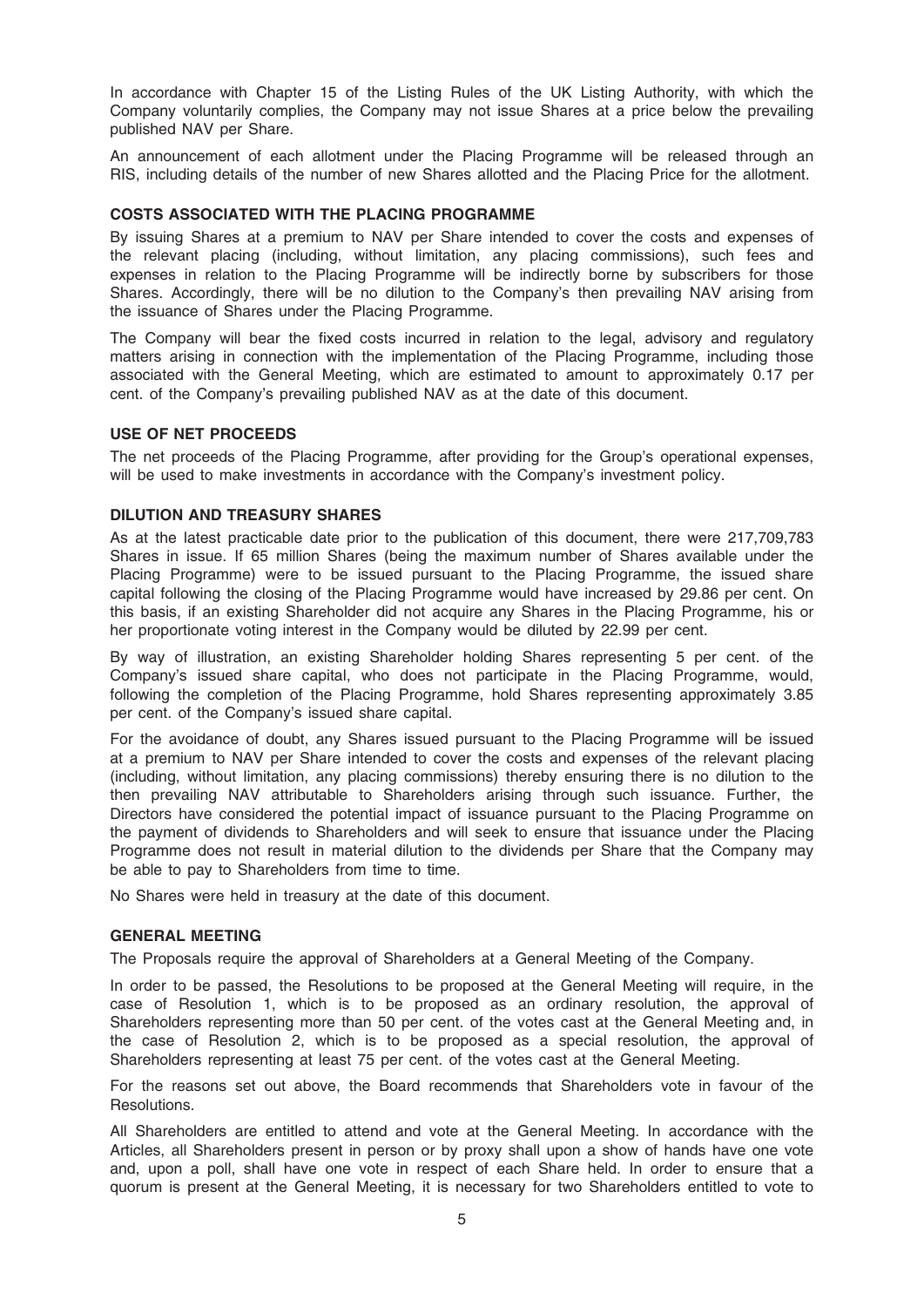In accordance with Chapter 15 of the Listing Rules of the UK Listing Authority, with which the Company voluntarily complies, the Company may not issue Shares at a price below the prevailing published NAV per Share.

An announcement of each allotment under the Placing Programme will be released through an RIS, including details of the number of new Shares allotted and the Placing Price for the allotment.

## COSTS ASSOCIATED WITH THE PLACING PROGRAMME

By issuing Shares at a premium to NAV per Share intended to cover the costs and expenses of the relevant placing (including, without limitation, any placing commissions), such fees and expenses in relation to the Placing Programme will be indirectly borne by subscribers for those Shares. Accordingly, there will be no dilution to the Company's then prevailing NAV arising from the issuance of Shares under the Placing Programme.

The Company will bear the fixed costs incurred in relation to the legal, advisory and regulatory matters arising in connection with the implementation of the Placing Programme, including those associated with the General Meeting, which are estimated to amount to approximately 0.17 per cent. of the Company's prevailing published NAV as at the date of this document.

## USE OF NET PROCEEDS

The net proceeds of the Placing Programme, after providing for the Group's operational expenses, will be used to make investments in accordance with the Company's investment policy.

## DILUTION AND TREASURY SHARES

As at the latest practicable date prior to the publication of this document, there were 217,709,783 Shares in issue. If 65 million Shares (being the maximum number of Shares available under the Placing Programme) were to be issued pursuant to the Placing Programme, the issued share capital following the closing of the Placing Programme would have increased by 29.86 per cent. On this basis, if an existing Shareholder did not acquire any Shares in the Placing Programme, his or her proportionate voting interest in the Company would be diluted by 22.99 per cent.

By way of illustration, an existing Shareholder holding Shares representing 5 per cent. of the Company's issued share capital, who does not participate in the Placing Programme, would, following the completion of the Placing Programme, hold Shares representing approximately 3.85 per cent. of the Company's issued share capital.

For the avoidance of doubt, any Shares issued pursuant to the Placing Programme will be issued at a premium to NAV per Share intended to cover the costs and expenses of the relevant placing (including, without limitation, any placing commissions) thereby ensuring there is no dilution to the then prevailing NAV attributable to Shareholders arising through such issuance. Further, the Directors have considered the potential impact of issuance pursuant to the Placing Programme on the payment of dividends to Shareholders and will seek to ensure that issuance under the Placing Programme does not result in material dilution to the dividends per Share that the Company may be able to pay to Shareholders from time to time.

No Shares were held in treasury at the date of this document.

## GENERAL MEETING

The Proposals require the approval of Shareholders at a General Meeting of the Company.

In order to be passed, the Resolutions to be proposed at the General Meeting will require, in the case of Resolution 1, which is to be proposed as an ordinary resolution, the approval of Shareholders representing more than 50 per cent. of the votes cast at the General Meeting and, in the case of Resolution 2, which is to be proposed as a special resolution, the approval of Shareholders representing at least 75 per cent. of the votes cast at the General Meeting.

For the reasons set out above, the Board recommends that Shareholders vote in favour of the Resolutions.

All Shareholders are entitled to attend and vote at the General Meeting. In accordance with the Articles, all Shareholders present in person or by proxy shall upon a show of hands have one vote and, upon a poll, shall have one vote in respect of each Share held. In order to ensure that a quorum is present at the General Meeting, it is necessary for two Shareholders entitled to vote to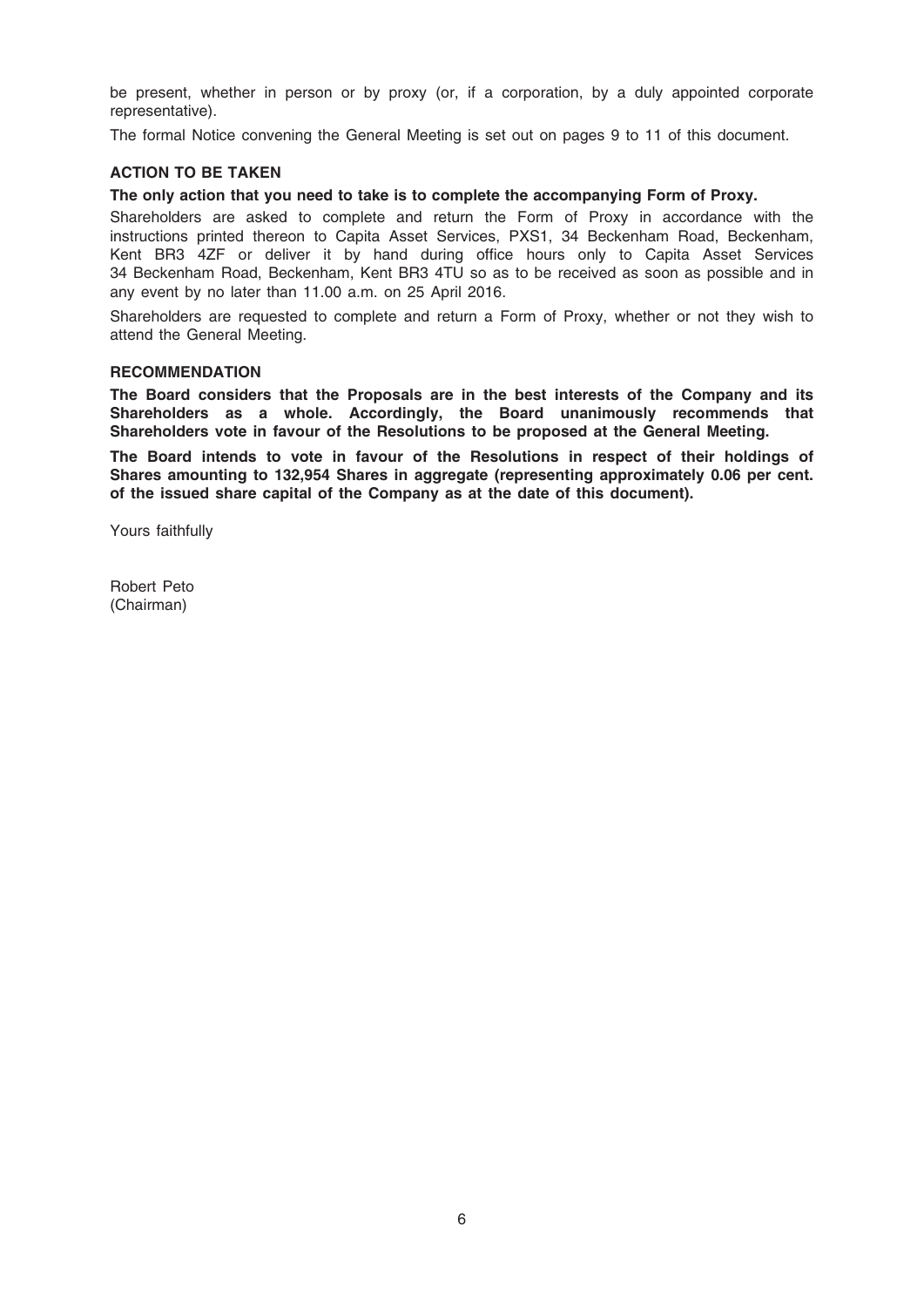be present, whether in person or by proxy (or, if a corporation, by a duly appointed corporate representative).

The formal Notice convening the General Meeting is set out on pages 9 to 11 of this document.

## ACTION TO BE TAKEN

**The only action that you need to take is to complete the accompanying Form of Proxy.**

Shareholders are asked to complete and return the Form of Proxy in accordance with the instructions printed thereon to Capita Asset Services, PXS1, 34 Beckenham Road, Beckenham, Kent BR3 4ZF or deliver it by hand during office hours only to Capita Asset Services 34 Beckenham Road, Beckenham, Kent BR3 4TU so as to be received as soon as possible and in any event by no later than 11.00 a.m. on 25 April 2016.

Shareholders are requested to complete and return a Form of Proxy, whether or not they wish to attend the General Meeting.

## RECOMMENDATION

**The Board considers that the Proposals are in the best interests of the Company and its Shareholders as a whole. Accordingly, the Board unanimously recommends that Shareholders vote in favour of the Resolutions to be proposed at the General Meeting.**

**The Board intends to vote in favour of the Resolutions in respect of their holdings of Shares amounting to 132,954 Shares in aggregate (representing approximately 0.06 per cent. of the issued share capital of the Company as at the date of this document).**

Yours faithfully

Robert Peto
(Chairman)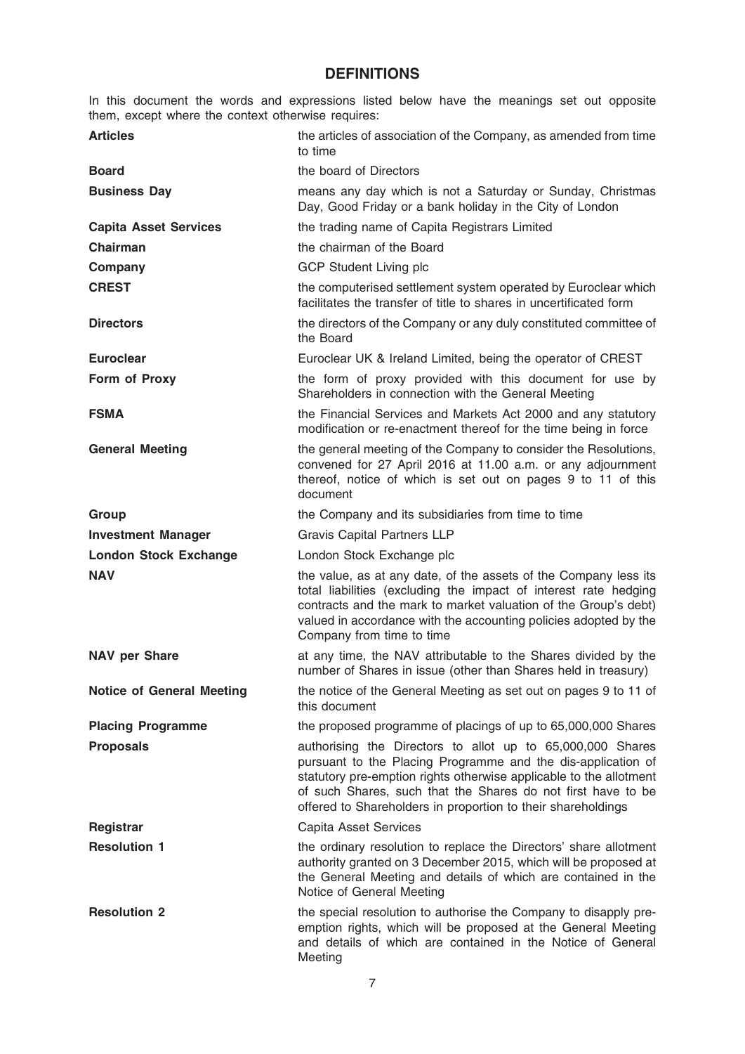# DEFINITIONS

In this document the words and expressions listed below have the meanings set out opposite them, except where the context otherwise requires:

| | |
|---|---|
| **Articles** | the articles of association of the Company, as amended from time to time |
| **Board** | the board of Directors |
| **Business Day** | means any day which is not a Saturday or Sunday, Christmas Day, Good Friday or a bank holiday in the City of London |
| **Capita Asset Services** | the trading name of Capita Registrars Limited |
| **Chairman** | the chairman of the Board |
| **Company** | GCP Student Living plc |
| **CREST** | the computerised settlement system operated by Euroclear which facilitates the transfer of title to shares in uncertificated form |
| **Directors** | the directors of the Company or any duly constituted committee of the Board |
| **Euroclear** | Euroclear UK & Ireland Limited, being the operator of CREST |
| **Form of Proxy** | the form of proxy provided with this document for use by Shareholders in connection with the General Meeting |
| **FSMA** | the Financial Services and Markets Act 2000 and any statutory modification or re-enactment thereof for the time being in force |
| **General Meeting** | the general meeting of the Company to consider the Resolutions, convened for 27 April 2016 at 11.00 a.m. or any adjournment thereof, notice of which is set out on pages 9 to 11 of this document |
| **Group** | the Company and its subsidiaries from time to time |
| **Investment Manager** | Gravis Capital Partners LLP |
| **London Stock Exchange** | London Stock Exchange plc |
| **NAV** | the value, as at any date, of the assets of the Company less its total liabilities (excluding the impact of interest rate hedging contracts and the mark to market valuation of the Group's debt) valued in accordance with the accounting policies adopted by the Company from time to time |
| **NAV per Share** | at any time, the NAV attributable to the Shares divided by the number of Shares in issue (other than Shares held in treasury) |
| **Notice of General Meeting** | the notice of the General Meeting as set out on pages 9 to 11 of this document |
| **Placing Programme** | the proposed programme of placings of up to 65,000,000 Shares |
| **Proposals** | authorising the Directors to allot up to 65,000,000 Shares pursuant to the Placing Programme and the dis-application of statutory pre-emption rights otherwise applicable to the allotment of such Shares, such that the Shares do not first have to be offered to Shareholders in proportion to their shareholdings |
| **Registrar** | Capita Asset Services |
| **Resolution 1** | the ordinary resolution to replace the Directors' share allotment authority granted on 3 December 2015, which will be proposed at the General Meeting and details of which are contained in the Notice of General Meeting |
| **Resolution 2** | the special resolution to authorise the Company to disapply pre-emption rights, which will be proposed at the General Meeting and details of which are contained in the Notice of General Meeting |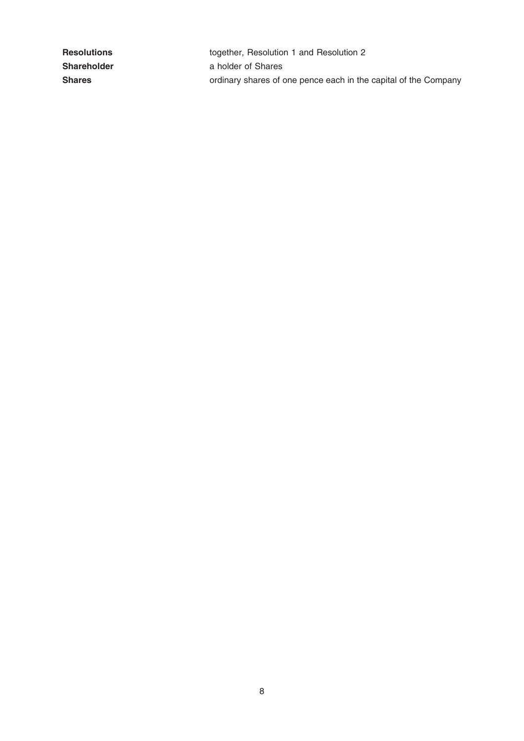| | |
|---|---|
| **Resolutions** | together, Resolution 1 and Resolution 2 |
| **Shareholder** | a holder of Shares |
| **Shares** | ordinary shares of one pence each in the capital of the Company |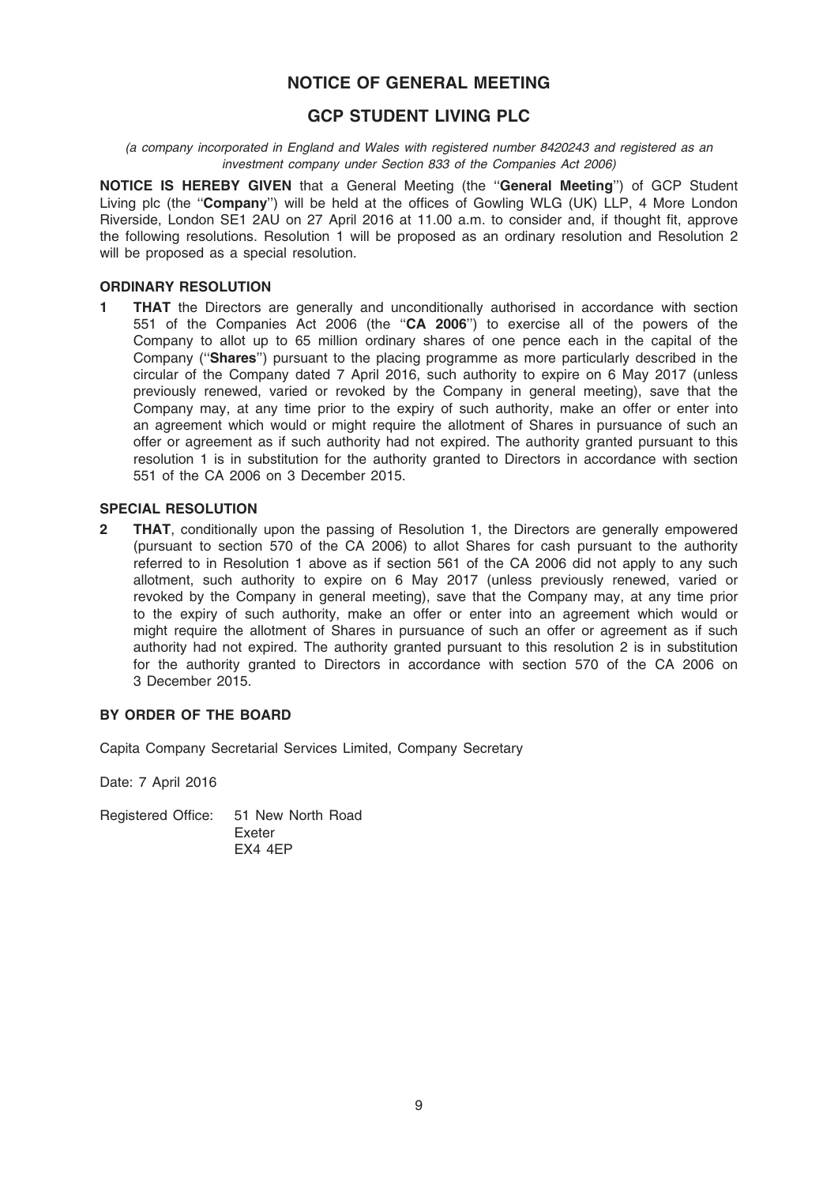# NOTICE OF GENERAL MEETING

## GCP STUDENT LIVING PLC

*(a company incorporated in England and Wales with registered number 8420243 and registered as an investment company under Section 833 of the Companies Act 2006)*

**NOTICE IS HEREBY GIVEN** that a General Meeting (the ''**General Meeting**'') of GCP Student Living plc (the ''**Company**'') will be held at the offices of Gowling WLG (UK) LLP, 4 More London Riverside, London SE1 2AU on 27 April 2016 at 11.00 a.m. to consider and, if thought fit, approve the following resolutions. Resolution 1 will be proposed as an ordinary resolution and Resolution 2 will be proposed as a special resolution.

### ORDINARY RESOLUTION

1 **THAT** the Directors are generally and unconditionally authorised in accordance with section 551 of the Companies Act 2006 (the ''**CA 2006**'') to exercise all of the powers of the Company to allot up to 65 million ordinary shares of one pence each in the capital of the Company (''**Shares**'') pursuant to the placing programme as more particularly described in the circular of the Company dated 7 April 2016, such authority to expire on 6 May 2017 (unless previously renewed, varied or revoked by the Company in general meeting), save that the Company may, at any time prior to the expiry of such authority, make an offer or enter into an agreement which would or might require the allotment of Shares in pursuance of such an offer or agreement as if such authority had not expired. The authority granted pursuant to this resolution 1 is in substitution for the authority granted to Directors in accordance with section 551 of the CA 2006 on 3 December 2015.

### SPECIAL RESOLUTION

2 **THAT**, conditionally upon the passing of Resolution 1, the Directors are generally empowered (pursuant to section 570 of the CA 2006) to allot Shares for cash pursuant to the authority referred to in Resolution 1 above as if section 561 of the CA 2006 did not apply to any such allotment, such authority to expire on 6 May 2017 (unless previously renewed, varied or revoked by the Company in general meeting), save that the Company may, at any time prior to the expiry of such authority, make an offer or enter into an agreement which would or might require the allotment of Shares in pursuance of such an offer or agreement as if such authority had not expired. The authority granted pursuant to this resolution 2 is in substitution for the authority granted to Directors in accordance with section 570 of the CA 2006 on 3 December 2015.

### BY ORDER OF THE BOARD

Capita Company Secretarial Services Limited, Company Secretary

Date: 7 April 2016

Registered Office: 51 New North Road
Exeter
EX4 4EP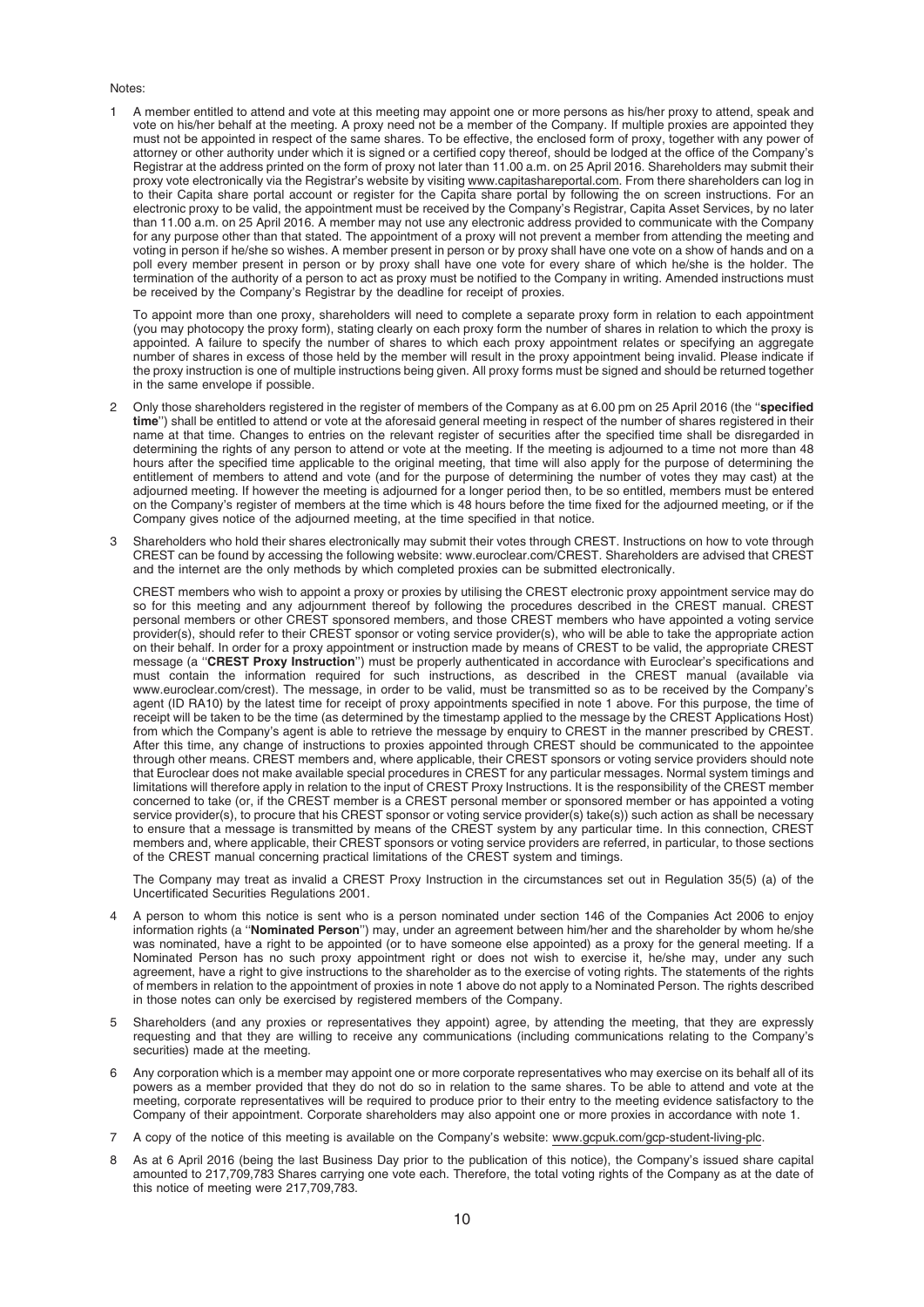Notes:

1. A member entitled to attend and vote at this meeting may appoint one or more persons as his/her proxy to attend, speak and vote on his/her behalf at the meeting. A proxy need not be a member of the Company. If multiple proxies are appointed they must not be appointed in respect of the same shares. To be effective, the enclosed form of proxy, together with any power of attorney or other authority under which it is signed or a certified copy thereof, should be lodged at the office of the Company's Registrar at the address printed on the form of proxy not later than 11.00 a.m. on 25 April 2016. Shareholders may submit their proxy vote electronically via the Registrar's website by visiting www.capitashareportal.com. From there shareholders can log in to their Capita share portal account or register for the Capita share portal by following the on screen instructions. For an electronic proxy to be valid, the appointment must be received by the Company's Registrar, Capita Asset Services, by no later than 11.00 a.m. on 25 April 2016. A member may not use any electronic address provided to communicate with the Company for any purpose other than that stated. The appointment of a proxy will not prevent a member from attending the meeting and voting in person if he/she so wishes. A member present in person or by proxy shall have one vote on a show of hands and on a poll every member present in person or by proxy shall have one vote for every share of which he/she is the holder. The termination of the authority of a person to act as proxy must be notified to the Company in writing. Amended instructions must be received by the Company's Registrar by the deadline for receipt of proxies.

   To appoint more than one proxy, shareholders will need to complete a separate proxy form in relation to each appointment (you may photocopy the proxy form), stating clearly on each proxy form the number of shares in relation to which the proxy is appointed. A failure to specify the number of shares to which each proxy appointment relates or specifying an aggregate number of shares in excess of those held by the member will result in the proxy appointment being invalid. Please indicate if the proxy instruction is one of multiple instructions being given. All proxy forms must be signed and should be returned together in the same envelope if possible.

2. Only those shareholders registered in the register of members of the Company as at 6.00 pm on 25 April 2016 (the "**specified time**") shall be entitled to attend or vote at the aforesaid general meeting in respect of the number of shares registered in their name at that time. Changes to entries on the relevant register of securities after the specified time shall be disregarded in determining the rights of any person to attend or vote at the meeting. If the meeting is adjourned to a time not more than 48 hours after the specified time applicable to the original meeting, that time will also apply for the purpose of determining the entitlement of members to attend and vote (and for the purpose of determining the number of votes they may cast) at the adjourned meeting. If however the meeting is adjourned for a longer period then, to be so entitled, members must be entered on the Company's register of members at the time which is 48 hours before the time fixed for the adjourned meeting, or if the Company gives notice of the adjourned meeting, at the time specified in that notice.

3. Shareholders who hold their shares electronically may submit their votes through CREST. Instructions on how to vote through CREST can be found by accessing the following website: www.euroclear.com/CREST. Shareholders are advised that CREST and the internet are the only methods by which completed proxies can be submitted electronically.

   CREST members who wish to appoint a proxy or proxies by utilising the CREST electronic proxy appointment service may do so for this meeting and any adjournment thereof by following the procedures described in the CREST manual. CREST personal members or other CREST sponsored members, and those CREST members who have appointed a voting service provider(s), should refer to their CREST sponsor or voting service provider(s), who will be able to take the appropriate action on their behalf. In order for a proxy appointment or instruction made by means of CREST to be valid, the appropriate CREST message (a "**CREST Proxy Instruction**") must be properly authenticated in accordance with Euroclear's specifications and must contain the information required for such instructions, as described in the CREST manual (available via www.euroclear.com/crest). The message, in order to be valid, must be transmitted so as to be received by the Company's agent (ID RA10) by the latest time for receipt of proxy appointments specified in note 1 above. For this purpose, the time of receipt will be taken to be the time (as determined by the timestamp applied to the message by the CREST Applications Host) from which the Company's agent is able to retrieve the message by enquiry to CREST in the manner prescribed by CREST. After this time, any change of instructions to proxies appointed through CREST should be communicated to the appointee through other means. CREST members and, where applicable, their CREST sponsors or voting service providers should note that Euroclear does not make available special procedures in CREST for any particular messages. Normal system timings and limitations will therefore apply in relation to the input of CREST Proxy Instructions. It is the responsibility of the CREST member concerned to take (or, if the CREST member is a CREST personal member or sponsored member or has appointed a voting service provider(s), to procure that his CREST sponsor or voting service provider(s) take(s)) such action as shall be necessary to ensure that a message is transmitted by means of the CREST system by any particular time. In this connection, CREST members and, where applicable, their CREST sponsors or voting service providers are referred, in particular, to those sections of the CREST manual concerning practical limitations of the CREST system and timings.

   The Company may treat as invalid a CREST Proxy Instruction in the circumstances set out in Regulation 35(5) (a) of the Uncertificated Securities Regulations 2001.

4. A person to whom this notice is sent who is a person nominated under section 146 of the Companies Act 2006 to enjoy information rights (a "**Nominated Person**") may, under an agreement between him/her and the shareholder by whom he/she was nominated, have a right to be appointed (or to have someone else appointed) as a proxy for the general meeting. If a Nominated Person has no such proxy appointment right or does not wish to exercise it, he/she may, under any such agreement, have a right to give instructions to the shareholder as to the exercise of voting rights. The statements of the rights of members in relation to the appointment of proxies in note 1 above do not apply to a Nominated Person. The rights described in those notes can only be exercised by registered members of the Company.

5. Shareholders (and any proxies or representatives they appoint) agree, by attending the meeting, that they are expressly requesting and that they are willing to receive any communications (including communications relating to the Company's securities) made at the meeting.

6. Any corporation which is a member may appoint one or more corporate representatives who may exercise on its behalf all of its powers as a member provided that they do not do so in relation to the same shares. To be able to attend and vote at the meeting, corporate representatives will be required to produce prior to their entry to the meeting evidence satisfactory to the Company of their appointment. Corporate shareholders may also appoint one or more proxies in accordance with note 1.

7. A copy of the notice of this meeting is available on the Company's website: www.gcpuk.com/gcp-student-living-plc.

8. As at 6 April 2016 (being the last Business Day prior to the publication of this notice), the Company's issued share capital amounted to 217,709,783 Shares carrying one vote each. Therefore, the total voting rights of the Company as at the date of this notice of meeting were 217,709,783.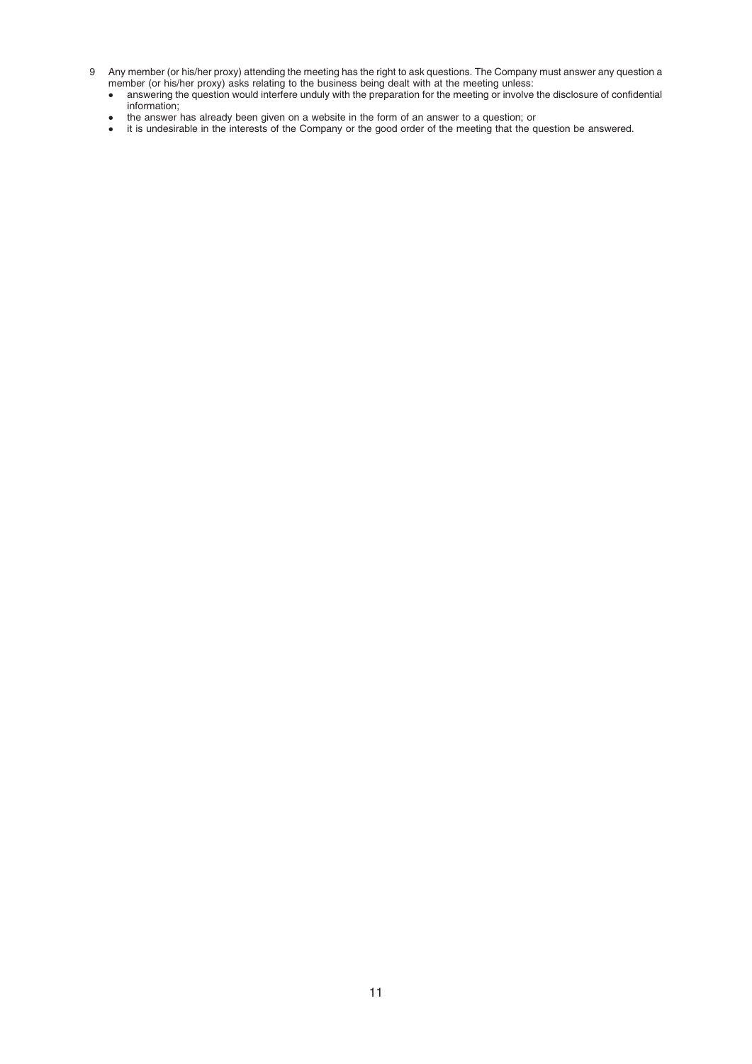9 Any member (or his/her proxy) attending the meeting has the right to ask questions. The Company must answer any question a member (or his/her proxy) asks relating to the business being dealt with at the meeting unless:

- answering the question would interfere unduly with the preparation for the meeting or involve the disclosure of confidential information;
- the answer has already been given on a website in the form of an answer to a question; or
- it is undesirable in the interests of the Company or the good order of the meeting that the question be answered.